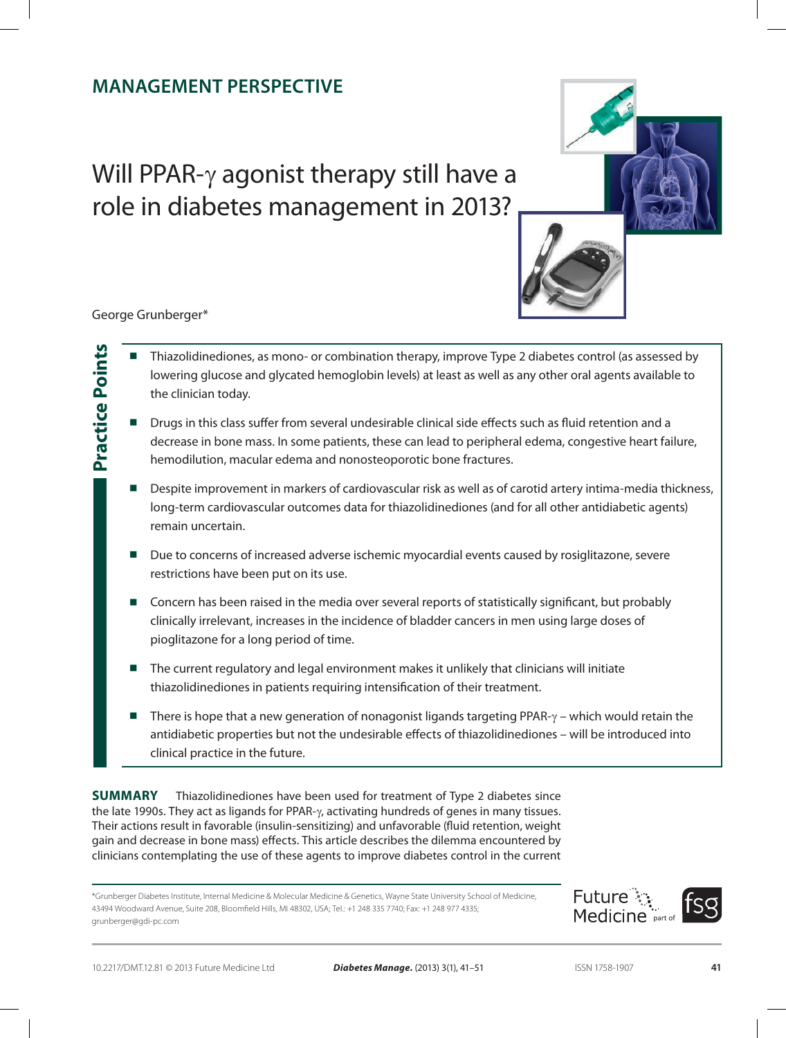## MANAGEMENT PERSPECTIVE

# Will PPAR-γ agonist therapy still have a role in diabetes management in 2013?

George Grunberger*

### Practice Points

- Thiazolidinediones, as mono- or combination therapy, improve Type 2 diabetes control (as assessed by lowering glucose and glycated hemoglobin levels) at least as well as any other oral agents available to the clinician today.
- Drugs in this class suffer from several undesirable clinical side effects such as fluid retention and a decrease in bone mass. In some patients, these can lead to peripheral edema, congestive heart failure, hemodilution, macular edema and nonosteoporotic bone fractures.
- Despite improvement in markers of cardiovascular risk as well as of carotid artery intima-media thickness, long-term cardiovascular outcomes data for thiazolidinediones (and for all other antidiabetic agents) remain uncertain.
- Due to concerns of increased adverse ischemic myocardial events caused by rosiglitazone, severe restrictions have been put on its use.
- Concern has been raised in the media over several reports of statistically significant, but probably clinically irrelevant, increases in the incidence of bladder cancers in men using large doses of pioglitazone for a long period of time.
- The current regulatory and legal environment makes it unlikely that clinicians will initiate thiazolidinediones in patients requiring intensification of their treatment.
- There is hope that a new generation of nonagonist ligands targeting PPAR-γ – which would retain the antidiabetic properties but not the undesirable effects of thiazolidinediones – will be introduced into clinical practice in the future.

**SUMMARY** Thiazolidinediones have been used for treatment of Type 2 diabetes since the late 1990s. They act as ligands for PPAR-γ, activating hundreds of genes in many tissues. Their actions result in favorable (insulin-sensitizing) and unfavorable (fluid retention, weight gain and decrease in bone mass) effects. This article describes the dilemma encountered by clinicians contemplating the use of these agents to improve diabetes control in the current

*Grunberger Diabetes Institute, Internal Medicine & Molecular Medicine & Genetics, Wayne State University School of Medicine, 43494 Woodward Avenue, Suite 208, Bloomfield Hills, MI 48302, USA; Tel.: +1 248 335 7740; Fax: +1 248 977 4335; grunberger@gdi-pc.com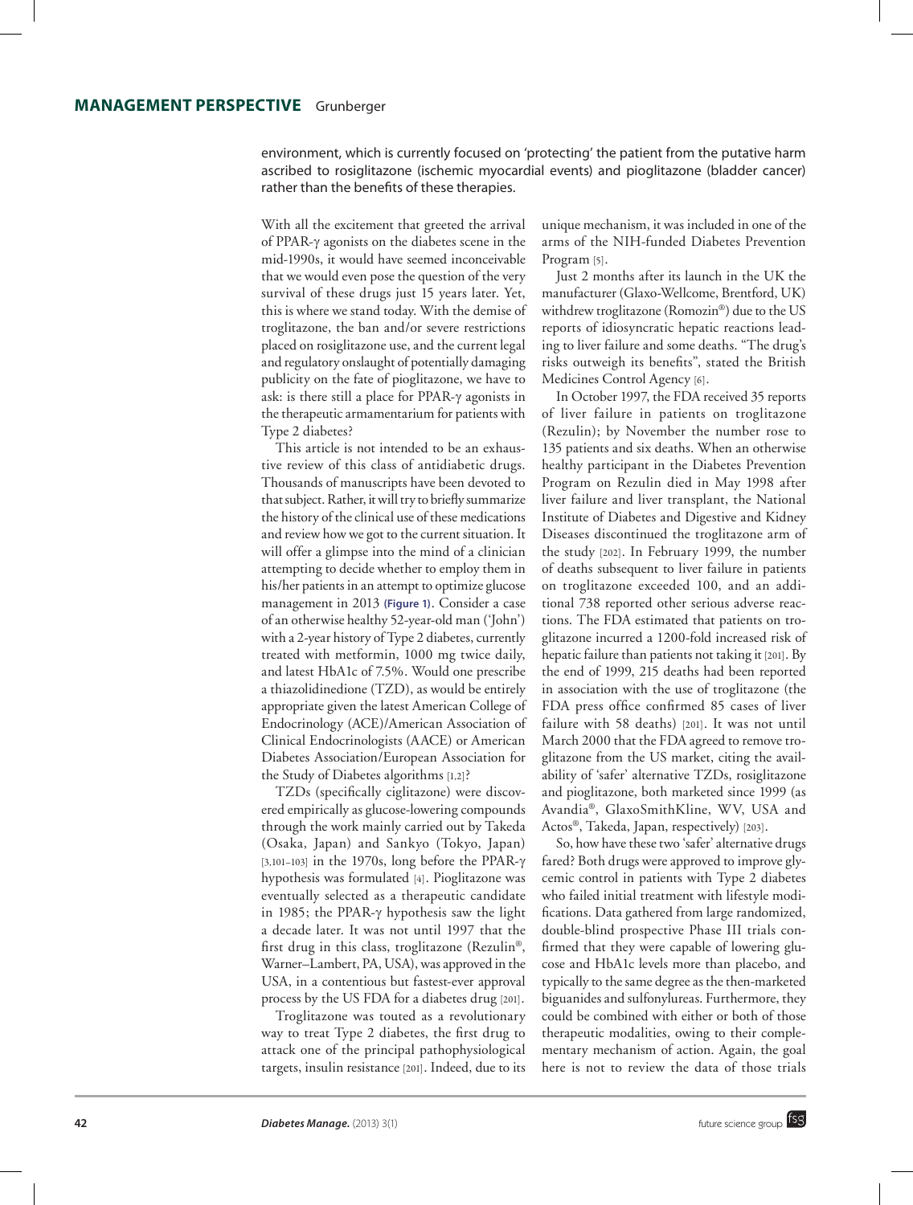environment, which is currently focused on 'protecting' the patient from the putative harm ascribed to rosiglitazone (ischemic myocardial events) and pioglitazone (bladder cancer) rather than the benefits of these therapies.

With all the excitement that greeted the arrival of PPAR-γ agonists on the diabetes scene in the mid-1990s, it would have seemed inconceivable that we would even pose the question of the very survival of these drugs just 15 years later. Yet, this is where we stand today. With the demise of troglitazone, the ban and/or severe restrictions placed on rosiglitazone use, and the current legal and regulatory onslaught of potentially damaging publicity on the fate of pioglitazone, we have to ask: is there still a place for PPAR-γ agonists in the therapeutic armamentarium for patients with Type 2 diabetes?

This article is not intended to be an exhaustive review of this class of antidiabetic drugs. Thousands of manuscripts have been devoted to that subject. Rather, it will try to briefly summarize the history of the clinical use of these medications and review how we got to the current situation. It will offer a glimpse into the mind of a clinician attempting to decide whether to employ them in his/her patients in an attempt to optimize glucose management in 2013 **(Figure 1)**. Consider a case of an otherwise healthy 52-year-old man ('John') with a 2-year history of Type 2 diabetes, currently treated with metformin, 1000 mg twice daily, and latest HbA1c of 7.5%. Would one prescribe a thiazolidinedione (TZD), as would be entirely appropriate given the latest American College of Endocrinology (ACE)/American Association of Clinical Endocrinologists (AACE) or American Diabetes Association/European Association for the Study of Diabetes algorithms [1,2]?

TZDs (specifically ciglitazone) were discovered empirically as glucose-lowering compounds through the work mainly carried out by Takeda (Osaka, Japan) and Sankyo (Tokyo, Japan) [3,101–103] in the 1970s, long before the PPAR-γ hypothesis was formulated [4]. Pioglitazone was eventually selected as a therapeutic candidate in 1985; the PPAR-γ hypothesis saw the light a decade later. It was not until 1997 that the first drug in this class, troglitazone (Rezulin®, Warner–Lambert, PA, USA), was approved in the USA, in a contentious but fastest-ever approval process by the US FDA for a diabetes drug [201].

Troglitazone was touted as a revolutionary way to treat Type 2 diabetes, the first drug to attack one of the principal pathophysiological targets, insulin resistance [201]. Indeed, due to its unique mechanism, it was included in one of the arms of the NIH-funded Diabetes Prevention Program [5].

Just 2 months after its launch in the UK the manufacturer (Glaxo-Wellcome, Brentford, UK) withdrew troglitazone (Romozin®) due to the US reports of idiosyncratic hepatic reactions leading to liver failure and some deaths. "The drug's risks outweigh its benefits", stated the British Medicines Control Agency [6].

In October 1997, the FDA received 35 reports of liver failure in patients on troglitazone (Rezulin); by November the number rose to 135 patients and six deaths. When an otherwise healthy participant in the Diabetes Prevention Program on Rezulin died in May 1998 after liver failure and liver transplant, the National Institute of Diabetes and Digestive and Kidney Diseases discontinued the troglitazone arm of the study [202]. In February 1999, the number of deaths subsequent to liver failure in patients on troglitazone exceeded 100, and an additional 738 reported other serious adverse reactions. The FDA estimated that patients on troglitazone incurred a 1200-fold increased risk of hepatic failure than patients not taking it [201]. By the end of 1999, 215 deaths had been reported in association with the use of troglitazone (the FDA press office confirmed 85 cases of liver failure with 58 deaths) [201]. It was not until March 2000 that the FDA agreed to remove troglitazone from the US market, citing the availability of 'safer' alternative TZDs, rosiglitazone and pioglitazone, both marketed since 1999 (as Avandia®, GlaxoSmithKline, WV, USA and Actos®, Takeda, Japan, respectively) [203].

So, how have these two 'safer' alternative drugs fared? Both drugs were approved to improve glycemic control in patients with Type 2 diabetes who failed initial treatment with lifestyle modifications. Data gathered from large randomized, double-blind prospective Phase III trials confirmed that they were capable of lowering glucose and HbA1c levels more than placebo, and typically to the same degree as the then-marketed biguanides and sulfonylureas. Furthermore, they could be combined with either or both of those therapeutic modalities, owing to their complementary mechanism of action. Again, the goal here is not to review the data of those trials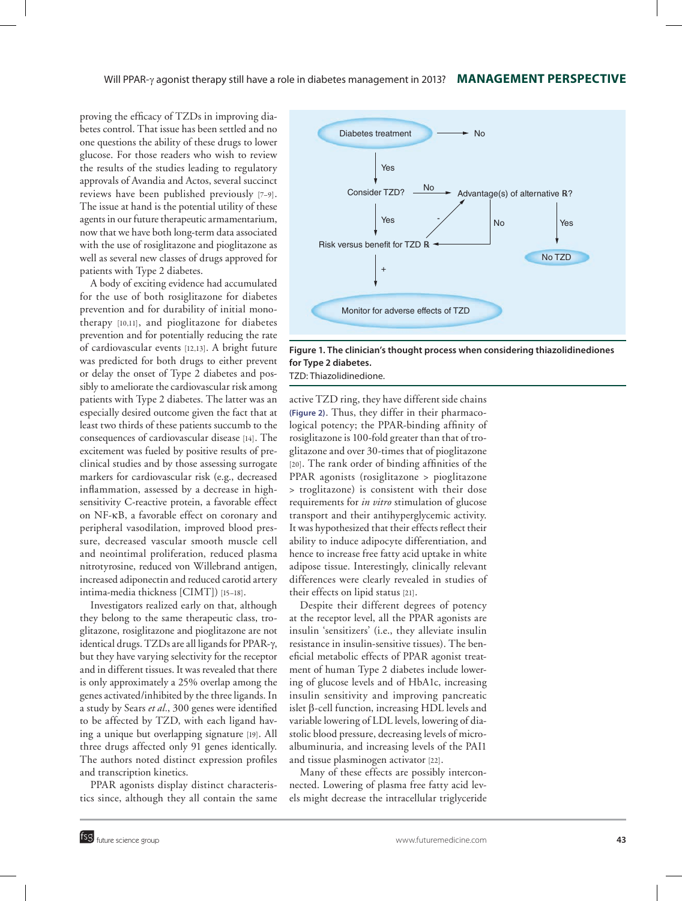proving the efficacy of TZDs in improving diabetes control. That issue has been settled and no one questions the ability of these drugs to lower glucose. For those readers who wish to review the results of the studies leading to regulatory approvals of Avandia and Actos, several succinct reviews have been published previously [7–9]. The issue at hand is the potential utility of these agents in our future therapeutic armamentarium, now that we have both long-term data associated with the use of rosiglitazone and pioglitazone as well as several new classes of drugs approved for patients with Type 2 diabetes.

A body of exciting evidence had accumulated for the use of both rosiglitazone for diabetes prevention and for durability of initial monotherapy [10,11], and pioglitazone for diabetes prevention and for potentially reducing the rate of cardiovascular events [12,13]. A bright future was predicted for both drugs to either prevent or delay the onset of Type 2 diabetes and possibly to ameliorate the cardiovascular risk among patients with Type 2 diabetes. The latter was an especially desired outcome given the fact that at least two thirds of these patients succumb to the consequences of cardiovascular disease [14]. The excitement was fueled by positive results of preclinical studies and by those assessing surrogate markers for cardiovascular risk (e.g., decreased inflammation, assessed by a decrease in high-sensitivity C-reactive protein, a favorable effect on NF-κB, a favorable effect on coronary and peripheral vasodilation, improved blood pressure, decreased vascular smooth muscle cell and neointimal proliferation, reduced plasma nitrotyrosine, reduced von Willebrand antigen, increased adiponectin and reduced carotid artery intima-media thickness [CIMT]) [15–18].

Investigators realized early on that, although they belong to the same therapeutic class, troglitazone, rosiglitazone and pioglitazone are not identical drugs. TZDs are all ligands for PPAR-γ, but they have varying selectivity for the receptor and in different tissues. It was revealed that there is only approximately a 25% overlap among the genes activated/inhibited by the three ligands. In a study by Sears *et al.*, 300 genes were identified to be affected by TZD, with each ligand having a unique but overlapping signature [19]. All three drugs affected only 91 genes identically. The authors noted distinct expression profiles and transcription kinetics.

PPAR agonists display distinct characteristics since, although they all contain the same active TZD ring, they have different side chains **(Figure 2)**. Thus, they differ in their pharmacological potency; the PPAR-binding affinity of rosiglitazone is 100-fold greater than that of troglitazone and over 30-times that of pioglitazone [20]. The rank order of binding affinities of the PPAR agonists (rosiglitazone > pioglitazone > troglitazone) is consistent with their dose requirements for *in vitro* stimulation of glucose transport and their antihyperglycemic activity. It was hypothesized that their effects reflect their ability to induce adipocyte differentiation, and hence to increase free fatty acid uptake in white adipose tissue. Interestingly, clinically relevant differences were clearly revealed in studies of their effects on lipid status [21].

Despite their different degrees of potency at the receptor level, all the PPAR agonists are insulin 'sensitizers' (i.e., they alleviate insulin resistance in insulin-sensitive tissues). The beneficial metabolic effects of PPAR agonist treatment of human Type 2 diabetes include lowering of glucose levels and of HbA1c, increasing insulin sensitivity and improving pancreatic islet β-cell function, increasing HDL levels and variable lowering of LDL levels, lowering of diastolic blood pressure, decreasing levels of microalbuminuria, and increasing levels of the PAI1 and tissue plasminogen activator [22].

Many of these effects are possibly interconnected. Lowering of plasma free fatty acid levels might decrease the intracellular triglyceride

Diabetes treatment → No
↓ Yes
Consider TZD? → No → Advantage(s) of alternative ℞?
Advantage(s) of alternative ℞? → Yes → No TZD
Advantage(s) of alternative ℞? → No → Risk versus benefit for TZD ℞
Consider TZD? ↓ Yes → Risk versus benefit for TZD ℞
Risk versus benefit for TZD ℞ → - → Advantage(s) of alternative ℞?
Risk versus benefit for TZD ℞ ↓ + → Monitor for adverse effects of TZD

**Figure 1. The clinician's thought process when considering thiazolidinediones for Type 2 diabetes.**
TZD: Thiazolidinedione.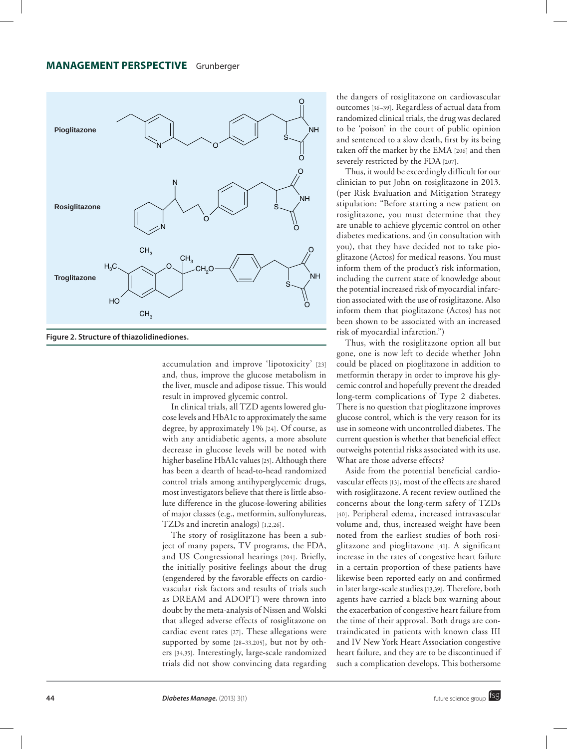Figure 2. Structure of thiazolidinediones.

accumulation and improve 'lipotoxicity' [23] and, thus, improve the glucose metabolism in the liver, muscle and adipose tissue. This would result in improved glycemic control.

In clinical trials, all TZD agents lowered glucose levels and HbA1c to approximately the same degree, by approximately 1% [24]. Of course, as with any antidiabetic agents, a more absolute decrease in glucose levels will be noted with higher baseline HbA1c values [25]. Although there has been a dearth of head-to-head randomized control trials among antihyperglycemic drugs, most investigators believe that there is little absolute difference in the glucose-lowering abilities of major classes (e.g., metformin, sulfonylureas, TZDs and incretin analogs) [1,2,26].

The story of rosiglitazone has been a subject of many papers, TV programs, the FDA, and US Congressional hearings [204]. Briefly, the initially positive feelings about the drug (engendered by the favorable effects on cardiovascular risk factors and results of trials such as DREAM and ADOPT) were thrown into doubt by the meta-analysis of Nissen and Wolski that alleged adverse effects of rosiglitazone on cardiac event rates [27]. These allegations were supported by some [28–33,205], but not by others [34,35]. Interestingly, large-scale randomized trials did not show convincing data regarding the dangers of rosiglitazone on cardiovascular outcomes [36–39]. Regardless of actual data from randomized clinical trials, the drug was declared to be 'poison' in the court of public opinion and sentenced to a slow death, first by its being taken off the market by the EMA [206] and then severely restricted by the FDA [207].

Thus, it would be exceedingly difficult for our clinician to put John on rosiglitazone in 2013. (per Risk Evaluation and Mitigation Strategy stipulation: "Before starting a new patient on rosiglitazone, you must determine that they are unable to achieve glycemic control on other diabetes medications, and (in consultation with you), that they have decided not to take pioglitazone (Actos) for medical reasons. You must inform them of the product's risk information, including the current state of knowledge about the potential increased risk of myocardial infarction associated with the use of rosiglitazone. Also inform them that pioglitazone (Actos) has not been shown to be associated with an increased risk of myocardial infarction.")

Thus, with the rosiglitazone option all but gone, one is now left to decide whether John could be placed on pioglitazone in addition to metformin therapy in order to improve his glycemic control and hopefully prevent the dreaded long-term complications of Type 2 diabetes. There is no question that pioglitazone improves glucose control, which is the very reason for its use in someone with uncontrolled diabetes. The current question is whether that beneficial effect outweighs potential risks associated with its use. What are those adverse effects?

Aside from the potential beneficial cardiovascular effects [13], most of the effects are shared with rosiglitazone. A recent review outlined the concerns about the long-term safety of TZDs [40]. Peripheral edema, increased intravascular volume and, thus, increased weight have been noted from the earliest studies of both rosiglitazone and pioglitazone [41]. A significant increase in the rates of congestive heart failure in a certain proportion of these patients have likewise been reported early on and confirmed in later large-scale studies [13,39]. Therefore, both agents have carried a black box warning about the exacerbation of congestive heart failure from the time of their approval. Both drugs are contraindicated in patients with known class III and IV New York Heart Association congestive heart failure, and they are to be discontinued if such a complication develops. This bothersome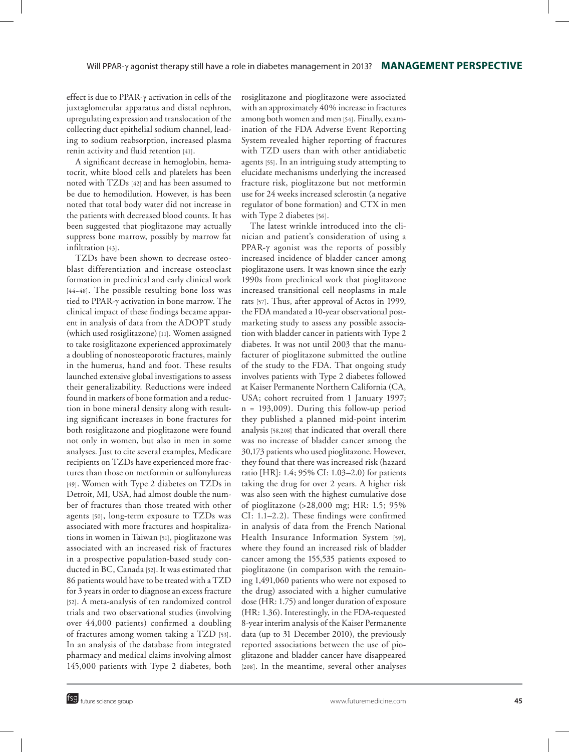effect is due to PPAR-γ activation in cells of the juxtaglomerular apparatus and distal nephron, upregulating expression and translocation of the collecting duct epithelial sodium channel, leading to sodium reabsorption, increased plasma renin activity and fluid retention [41].

A significant decrease in hemoglobin, hematocrit, white blood cells and platelets has been noted with TZDs [42] and has been assumed to be due to hemodilution. However, is has been noted that total body water did not increase in the patients with decreased blood counts. It has been suggested that pioglitazone may actually suppress bone marrow, possibly by marrow fat infiltration [43].

TZDs have been shown to decrease osteoblast differentiation and increase osteoclast formation in preclinical and early clinical work [44–48]. The possible resulting bone loss was tied to PPAR-γ activation in bone marrow. The clinical impact of these findings became apparent in analysis of data from the ADOPT study (which used rosiglitazone) [11]. Women assigned to take rosiglitazone experienced approximately a doubling of nonosteoporotic fractures, mainly in the humerus, hand and foot. These results launched extensive global investigations to assess their generalizability. Reductions were indeed found in markers of bone formation and a reduction in bone mineral density along with resulting significant increases in bone fractures for both rosiglitazone and pioglitazone were found not only in women, but also in men in some analyses. Just to cite several examples, Medicare recipients on TZDs have experienced more fractures than those on metformin or sulfonylureas [49]. Women with Type 2 diabetes on TZDs in Detroit, MI, USA, had almost double the number of fractures than those treated with other agents [50], long-term exposure to TZDs was associated with more fractures and hospitalizations in women in Taiwan [51], pioglitazone was associated with an increased risk of fractures in a prospective population-based study conducted in BC, Canada [52]. It was estimated that 86 patients would have to be treated with a TZD for 3 years in order to diagnose an excess fracture [52]. A meta-analysis of ten randomized control trials and two observational studies (involving over 44,000 patients) confirmed a doubling of fractures among women taking a TZD [53]. In an analysis of the database from integrated pharmacy and medical claims involving almost 145,000 patients with Type 2 diabetes, both rosiglitazone and pioglitazone were associated with an approximately 40% increase in fractures among both women and men [54]. Finally, examination of the FDA Adverse Event Reporting System revealed higher reporting of fractures with TZD users than with other antidiabetic agents [55]. In an intriguing study attempting to elucidate mechanisms underlying the increased fracture risk, pioglitazone but not metformin use for 24 weeks increased sclerostin (a negative regulator of bone formation) and CTX in men with Type 2 diabetes [56].

The latest wrinkle introduced into the clinician and patient's consideration of using a PPAR-γ agonist was the reports of possibly increased incidence of bladder cancer among pioglitazone users. It was known since the early 1990s from preclinical work that pioglitazone increased transitional cell neoplasms in male rats [57]. Thus, after approval of Actos in 1999, the FDA mandated a 10-year observational postmarketing study to assess any possible association with bladder cancer in patients with Type 2 diabetes. It was not until 2003 that the manufacturer of pioglitazone submitted the outline of the study to the FDA. That ongoing study involves patients with Type 2 diabetes followed at Kaiser Permanente Northern California (CA, USA; cohort recruited from 1 January 1997; n = 193,009). During this follow-up period they published a planned mid-point interim analysis [58,208] that indicated that overall there was no increase of bladder cancer among the 30,173 patients who used pioglitazone. However, they found that there was increased risk (hazard ratio [HR]: 1.4; 95% CI: 1.03–2.0) for patients taking the drug for over 2 years. A higher risk was also seen with the highest cumulative dose of pioglitazone (>28,000 mg; HR: 1.5; 95% CI: 1.1–2.2). These findings were confirmed in analysis of data from the French National Health Insurance Information System [59], where they found an increased risk of bladder cancer among the 155,535 patients exposed to pioglitazone (in comparison with the remaining 1,491,060 patients who were not exposed to the drug) associated with a higher cumulative dose (HR: 1.75) and longer duration of exposure (HR: 1.36). Interestingly, in the FDA-requested 8-year interim analysis of the Kaiser Permanente data (up to 31 December 2010), the previously reported associations between the use of pioglitazone and bladder cancer have disappeared [208]. In the meantime, several other analyses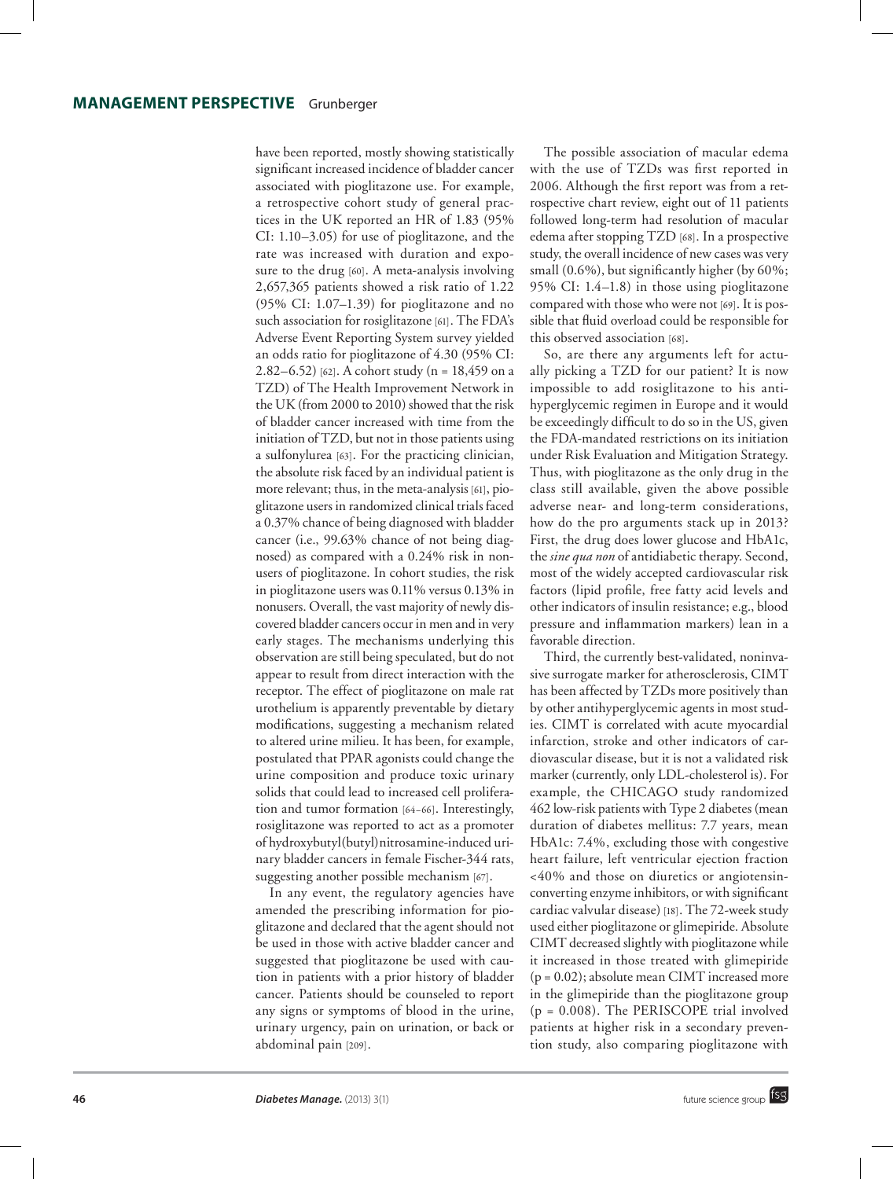have been reported, mostly showing statistically significant increased incidence of bladder cancer associated with pioglitazone use. For example, a retrospective cohort study of general practices in the UK reported an HR of 1.83 (95% CI: 1.10–3.05) for use of pioglitazone, and the rate was increased with duration and exposure to the drug [60]. A meta-analysis involving 2,657,365 patients showed a risk ratio of 1.22 (95% CI: 1.07–1.39) for pioglitazone and no such association for rosiglitazone [61]. The FDA's Adverse Event Reporting System survey yielded an odds ratio for pioglitazone of 4.30 (95% CI: 2.82–6.52) [62]. A cohort study (n = 18,459 on a TZD) of The Health Improvement Network in the UK (from 2000 to 2010) showed that the risk of bladder cancer increased with time from the initiation of TZD, but not in those patients using a sulfonylurea [63]. For the practicing clinician, the absolute risk faced by an individual patient is more relevant; thus, in the meta-analysis [61], pioglitazone users in randomized clinical trials faced a 0.37% chance of being diagnosed with bladder cancer (i.e., 99.63% chance of not being diagnosed) as compared with a 0.24% risk in nonusers of pioglitazone. In cohort studies, the risk in pioglitazone users was 0.11% versus 0.13% in nonusers. Overall, the vast majority of newly discovered bladder cancers occur in men and in very early stages. The mechanisms underlying this observation are still being speculated, but do not appear to result from direct interaction with the receptor. The effect of pioglitazone on male rat urothelium is apparently preventable by dietary modifications, suggesting a mechanism related to altered urine milieu. It has been, for example, postulated that PPAR agonists could change the urine composition and produce toxic urinary solids that could lead to increased cell proliferation and tumor formation [64–66]. Interestingly, rosiglitazone was reported to act as a promoter of hydroxybutyl(butyl)nitrosamine-induced urinary bladder cancers in female Fischer-344 rats, suggesting another possible mechanism [67].

In any event, the regulatory agencies have amended the prescribing information for pioglitazone and declared that the agent should not be used in those with active bladder cancer and suggested that pioglitazone be used with caution in patients with a prior history of bladder cancer. Patients should be counseled to report any signs or symptoms of blood in the urine, urinary urgency, pain on urination, or back or abdominal pain [209].

The possible association of macular edema with the use of TZDs was first reported in 2006. Although the first report was from a retrospective chart review, eight out of 11 patients followed long-term had resolution of macular edema after stopping TZD [68]. In a prospective study, the overall incidence of new cases was very small (0.6%), but significantly higher (by 60%; 95% CI: 1.4–1.8) in those using pioglitazone compared with those who were not [69]. It is possible that fluid overload could be responsible for this observed association [68].

So, are there any arguments left for actually picking a TZD for our patient? It is now impossible to add rosiglitazone to his antihyperglycemic regimen in Europe and it would be exceedingly difficult to do so in the US, given the FDA-mandated restrictions on its initiation under Risk Evaluation and Mitigation Strategy. Thus, with pioglitazone as the only drug in the class still available, given the above possible adverse near- and long-term considerations, how do the pro arguments stack up in 2013? First, the drug does lower glucose and HbA1c, the *sine qua non* of antidiabetic therapy. Second, most of the widely accepted cardiovascular risk factors (lipid profile, free fatty acid levels and other indicators of insulin resistance; e.g., blood pressure and inflammation markers) lean in a favorable direction.

Third, the currently best-validated, noninvasive surrogate marker for atherosclerosis, CIMT has been affected by TZDs more positively than by other antihyperglycemic agents in most studies. CIMT is correlated with acute myocardial infarction, stroke and other indicators of cardiovascular disease, but it is not a validated risk marker (currently, only LDL-cholesterol is). For example, the CHICAGO study randomized 462 low-risk patients with Type 2 diabetes (mean duration of diabetes mellitus: 7.7 years, mean HbA1c: 7.4%, excluding those with congestive heart failure, left ventricular ejection fraction <40% and those on diuretics or angiotensin-converting enzyme inhibitors, or with significant cardiac valvular disease) [18]. The 72-week study used either pioglitazone or glimepiride. Absolute CIMT decreased slightly with pioglitazone while it increased in those treated with glimepiride ($p = 0.02$); absolute mean CIMT increased more in the glimepiride than the pioglitazone group ($p = 0.008$). The PERISCOPE trial involved patients at higher risk in a secondary prevention study, also comparing pioglitazone with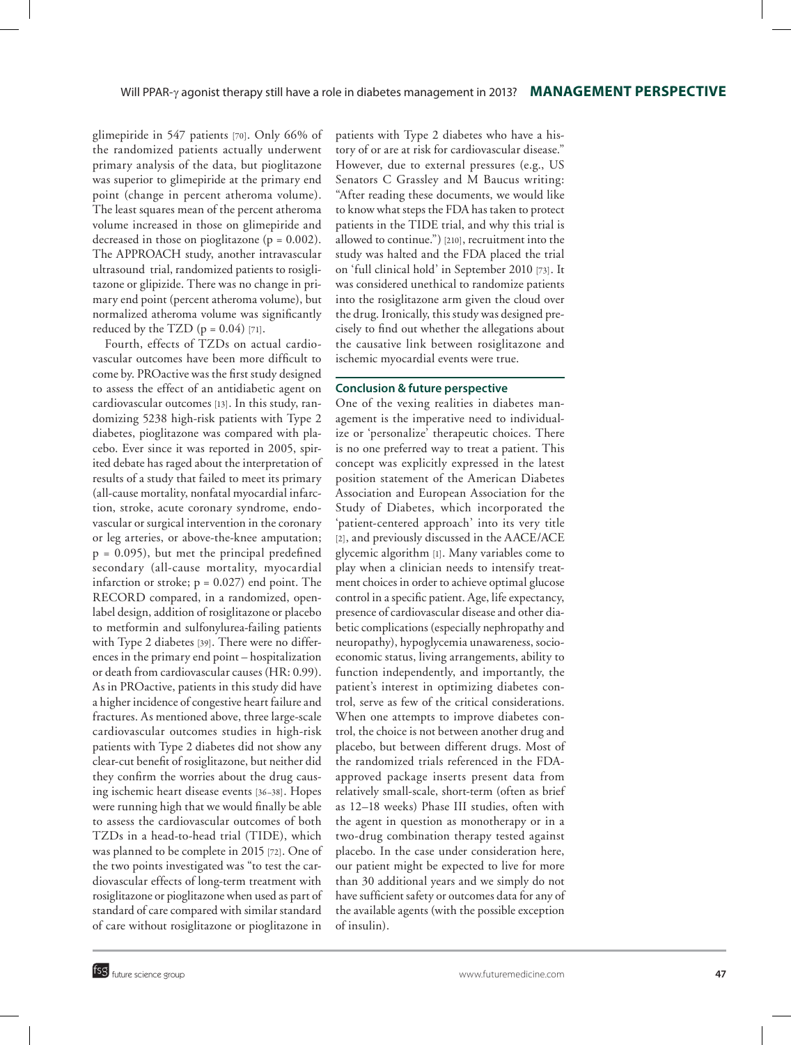glimepiride in 547 patients [70]. Only 66% of the randomized patients actually underwent primary analysis of the data, but pioglitazone was superior to glimepiride at the primary end point (change in percent atheroma volume). The least squares mean of the percent atheroma volume increased in those on glimepiride and decreased in those on pioglitazone ($p = 0.002$). The APPROACH study, another intravascular ultrasound trial, randomized patients to rosiglitazone or glipizide. There was no change in primary end point (percent atheroma volume), but normalized atheroma volume was significantly reduced by the TZD ($p = 0.04$) [71].

Fourth, effects of TZDs on actual cardiovascular outcomes have been more difficult to come by. PROactive was the first study designed to assess the effect of an antidiabetic agent on cardiovascular outcomes [13]. In this study, randomizing 5238 high-risk patients with Type 2 diabetes, pioglitazone was compared with placebo. Ever since it was reported in 2005, spirited debate has raged about the interpretation of results of a study that failed to meet its primary (all-cause mortality, nonfatal myocardial infarction, stroke, acute coronary syndrome, endovascular or surgical intervention in the coronary or leg arteries, or above-the-knee amputation; $p = 0.095$), but met the principal predefined secondary (all-cause mortality, myocardial infarction or stroke; $p = 0.027$) end point. The RECORD compared, in a randomized, open-label design, addition of rosiglitazone or placebo to metformin and sulfonylurea-failing patients with Type 2 diabetes [39]. There were no differences in the primary end point – hospitalization or death from cardiovascular causes (HR: 0.99). As in PROactive, patients in this study did have a higher incidence of congestive heart failure and fractures. As mentioned above, three large-scale cardiovascular outcomes studies in high-risk patients with Type 2 diabetes did not show any clear-cut benefit of rosiglitazone, but neither did they confirm the worries about the drug causing ischemic heart disease events [36–38]. Hopes were running high that we would finally be able to assess the cardiovascular outcomes of both TZDs in a head-to-head trial (TIDE), which was planned to be complete in 2015 [72]. One of the two points investigated was "to test the cardiovascular effects of long-term treatment with rosiglitazone or pioglitazone when used as part of standard of care compared with similar standard of care without rosiglitazone or pioglitazone in patients with Type 2 diabetes who have a history of or are at risk for cardiovascular disease." However, due to external pressures (e.g., US Senators C Grassley and M Baucus writing: "After reading these documents, we would like to know what steps the FDA has taken to protect patients in the TIDE trial, and why this trial is allowed to continue.") [210], recruitment into the study was halted and the FDA placed the trial on 'full clinical hold' in September 2010 [73]. It was considered unethical to randomize patients into the rosiglitazone arm given the cloud over the drug. Ironically, this study was designed precisely to find out whether the allegations about the causative link between rosiglitazone and ischemic myocardial events were true.

## Conclusion & future perspective

One of the vexing realities in diabetes management is the imperative need to individualize or 'personalize' therapeutic choices. There is no one preferred way to treat a patient. This concept was explicitly expressed in the latest position statement of the American Diabetes Association and European Association for the Study of Diabetes, which incorporated the 'patient-centered approach' into its very title [2], and previously discussed in the AACE/ACE glycemic algorithm [1]. Many variables come to play when a clinician needs to intensify treatment choices in order to achieve optimal glucose control in a specific patient. Age, life expectancy, presence of cardiovascular disease and other diabetic complications (especially nephropathy and neuropathy), hypoglycemia unawareness, socioeconomic status, living arrangements, ability to function independently, and importantly, the patient's interest in optimizing diabetes control, serve as few of the critical considerations. When one attempts to improve diabetes control, the choice is not between another drug and placebo, but between different drugs. Most of the randomized trials referenced in the FDA-approved package inserts present data from relatively small-scale, short-term (often as brief as 12–18 weeks) Phase III studies, often with the agent in question as monotherapy or in a two-drug combination therapy tested against placebo. In the case under consideration here, our patient might be expected to live for more than 30 additional years and we simply do not have sufficient safety or outcomes data for any of the available agents (with the possible exception of insulin).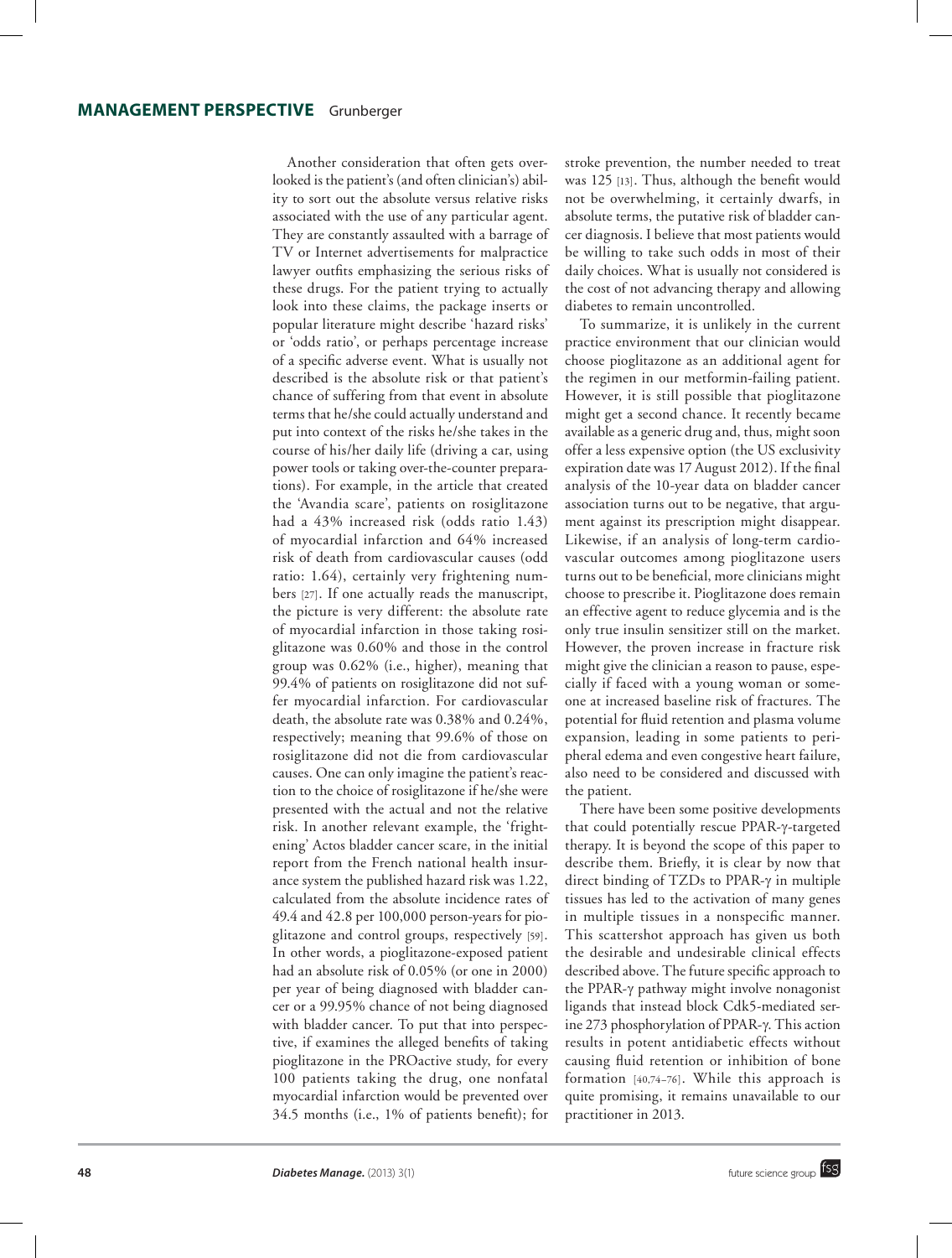Another consideration that often gets overlooked is the patient's (and often clinician's) ability to sort out the absolute versus relative risks associated with the use of any particular agent. They are constantly assaulted with a barrage of TV or Internet advertisements for malpractice lawyer outfits emphasizing the serious risks of these drugs. For the patient trying to actually look into these claims, the package inserts or popular literature might describe 'hazard risks' or 'odds ratio', or perhaps percentage increase of a specific adverse event. What is usually not described is the absolute risk or that patient's chance of suffering from that event in absolute terms that he/she could actually understand and put into context of the risks he/she takes in the course of his/her daily life (driving a car, using power tools or taking over-the-counter preparations). For example, in the article that created the 'Avandia scare', patients on rosiglitazone had a 43% increased risk (odds ratio 1.43) of myocardial infarction and 64% increased risk of death from cardiovascular causes (odd ratio: 1.64), certainly very frightening numbers [27]. If one actually reads the manuscript, the picture is very different: the absolute rate of myocardial infarction in those taking rosiglitazone was 0.60% and those in the control group was 0.62% (i.e., higher), meaning that 99.4% of patients on rosiglitazone did not suffer myocardial infarction. For cardiovascular death, the absolute rate was 0.38% and 0.24%, respectively; meaning that 99.6% of those on rosiglitazone did not die from cardiovascular causes. One can only imagine the patient's reaction to the choice of rosiglitazone if he/she were presented with the actual and not the relative risk. In another relevant example, the 'frightening' Actos bladder cancer scare, in the initial report from the French national health insurance system the published hazard risk was 1.22, calculated from the absolute incidence rates of 49.4 and 42.8 per 100,000 person-years for pioglitazone and control groups, respectively [59]. In other words, a pioglitazone-exposed patient had an absolute risk of 0.05% (or one in 2000) per year of being diagnosed with bladder cancer or a 99.95% chance of not being diagnosed with bladder cancer. To put that into perspective, if examines the alleged benefits of taking pioglitazone in the PROactive study, for every 100 patients taking the drug, one nonfatal myocardial infarction would be prevented over 34.5 months (i.e., 1% of patients benefit); for stroke prevention, the number needed to treat was 125 [13]. Thus, although the benefit would not be overwhelming, it certainly dwarfs, in absolute terms, the putative risk of bladder cancer diagnosis. I believe that most patients would be willing to take such odds in most of their daily choices. What is usually not considered is the cost of not advancing therapy and allowing diabetes to remain uncontrolled.

To summarize, it is unlikely in the current practice environment that our clinician would choose pioglitazone as an additional agent for the regimen in our metformin-failing patient. However, it is still possible that pioglitazone might get a second chance. It recently became available as a generic drug and, thus, might soon offer a less expensive option (the US exclusivity expiration date was 17 August 2012). If the final analysis of the 10-year data on bladder cancer association turns out to be negative, that argument against its prescription might disappear. Likewise, if an analysis of long-term cardiovascular outcomes among pioglitazone users turns out to be beneficial, more clinicians might choose to prescribe it. Pioglitazone does remain an effective agent to reduce glycemia and is the only true insulin sensitizer still on the market. However, the proven increase in fracture risk might give the clinician a reason to pause, especially if faced with a young woman or someone at increased baseline risk of fractures. The potential for fluid retention and plasma volume expansion, leading in some patients to peripheral edema and even congestive heart failure, also need to be considered and discussed with the patient.

There have been some positive developments that could potentially rescue PPAR-γ-targeted therapy. It is beyond the scope of this paper to describe them. Briefly, it is clear by now that direct binding of TZDs to PPAR-γ in multiple tissues has led to the activation of many genes in multiple tissues in a nonspecific manner. This scattershot approach has given us both the desirable and undesirable clinical effects described above. The future specific approach to the PPAR-γ pathway might involve nonagonist ligands that instead block Cdk5-mediated serine 273 phosphorylation of PPAR-γ. This action results in potent antidiabetic effects without causing fluid retention or inhibition of bone formation [40,74–76]. While this approach is quite promising, it remains unavailable to our practitioner in 2013.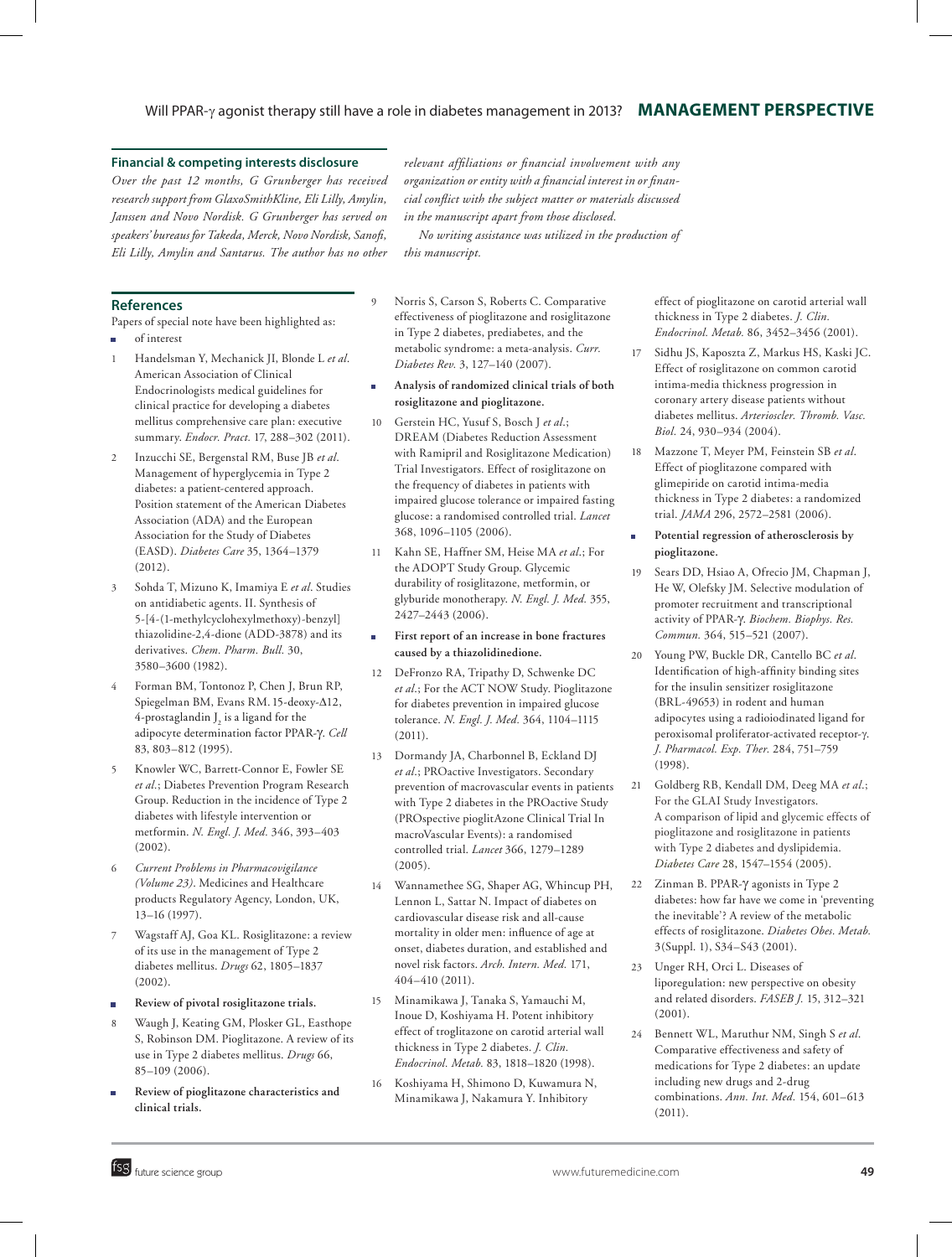## Financial & competing interests disclosure

*Over the past 12 months, G Grunberger has received research support from GlaxoSmithKline, Eli Lilly, Amylin, Janssen and Novo Nordisk. G Grunberger has served on speakers' bureaus for Takeda, Merck, Novo Nordisk, Sanofi, Eli Lilly, Amylin and Santarus. The author has no other relevant affiliations or financial involvement with any organization or entity with a financial interest in or financial conflict with the subject matter or materials discussed in the manuscript apart from those disclosed.*

*No writing assistance was utilized in the production of this manuscript.*

## References

Papers of special note have been highlighted as:
- of interest

1. Handelsman Y, Mechanick JI, Blonde L *et al*. American Association of Clinical Endocrinologists medical guidelines for clinical practice for developing a diabetes mellitus comprehensive care plan: executive summary. *Endocr. Pract.* 17, 288–302 (2011).
2. Inzucchi SE, Bergenstal RM, Buse JB *et al*. Management of hyperglycemia in Type 2 diabetes: a patient-centered approach. Position statement of the American Diabetes Association (ADA) and the European Association for the Study of Diabetes (EASD). *Diabetes Care* 35, 1364–1379 (2012).
3. Sohda T, Mizuno K, Imamiya E *et al*. Studies on antidiabetic agents. II. Synthesis of 5-[4-(1-methylcyclohexylmethoxy)-benzyl] thiazolidine-2,4-dione (ADD-3878) and its derivatives. *Chem. Pharm. Bull.* 30, 3580–3600 (1982).
4. Forman BM, Tontonoz P, Chen J, Brun RP, Spiegelman BM, Evans RM. 15-deoxy-Δ12, 4-prostaglandin $J_2$ is a ligand for the adipocyte determination factor PPAR-γ. *Cell* 83, 803–812 (1995).
5. Knowler WC, Barrett-Connor E, Fowler SE *et al*.; Diabetes Prevention Program Research Group. Reduction in the incidence of Type 2 diabetes with lifestyle intervention or metformin. *N. Engl. J. Med.* 346, 393–403 (2002).
6. *Current Problems in Pharmacovigilance (Volume 23)*. Medicines and Healthcare products Regulatory Agency, London, UK, 13–16 (1997).
7. Wagstaff AJ, Goa KL. Rosiglitazone: a review of its use in the management of Type 2 diabetes mellitus. *Drugs* 62, 1805–1837 (2002).
   - **Review of pivotal rosiglitazone trials.**
8. Waugh J, Keating GM, Plosker GL, Easthope S, Robinson DM. Pioglitazone. A review of its use in Type 2 diabetes mellitus. *Drugs* 66, 85–109 (2006).
   - **Review of pioglitazone characteristics and clinical trials.**
9. Norris S, Carson S, Roberts C. Comparative effectiveness of pioglitazone and rosiglitazone in Type 2 diabetes, prediabetes, and the metabolic syndrome: a meta-analysis. *Curr. Diabetes Rev.* 3, 127–140 (2007).
   - **Analysis of randomized clinical trials of both rosiglitazone and pioglitazone.**
10. Gerstein HC, Yusuf S, Bosch J *et al*.; DREAM (Diabetes Reduction Assessment with Ramipril and Rosiglitazone Medication) Trial Investigators. Effect of rosiglitazone on the frequency of diabetes in patients with impaired glucose tolerance or impaired fasting glucose: a randomised controlled trial. *Lancet* 368, 1096–1105 (2006).
11. Kahn SE, Haffner SM, Heise MA *et al*.; For the ADOPT Study Group. Glycemic durability of rosiglitazone, metformin, or glyburide monotherapy. *N. Engl. J. Med.* 355, 2427–2443 (2006).
   - **First report of an increase in bone fractures caused by a thiazolidinedione.**
12. DeFronzo RA, Tripathy D, Schwenke DC *et al*.; For the ACT NOW Study. Pioglitazone for diabetes prevention in impaired glucose tolerance. *N. Engl. J. Med.* 364, 1104–1115 (2011).
13. Dormandy JA, Charbonnel B, Eckland DJ *et al*.; PROactive Investigators. Secondary prevention of macrovascular events in patients with Type 2 diabetes in the PROactive Study (PROspective pioglitAzone Clinical Trial In macroVascular Events): a randomised controlled trial. *Lancet* 366, 1279–1289 (2005).
14. Wannamethee SG, Shaper AG, Whincup PH, Lennon L, Sattar N. Impact of diabetes on cardiovascular disease risk and all-cause mortality in older men: influence of age at onset, diabetes duration, and established and novel risk factors. *Arch. Intern. Med.* 171, 404–410 (2011).
15. Minamikawa J, Tanaka S, Yamauchi M, Inoue D, Koshiyama H. Potent inhibitory effect of troglitazone on carotid arterial wall thickness in Type 2 diabetes. *J. Clin. Endocrinol. Metab.* 83, 1818–1820 (1998).
16. Koshiyama H, Shimono D, Kuwamura N, Minamikawa J, Nakamura Y. Inhibitory effect of pioglitazone on carotid arterial wall thickness in Type 2 diabetes. *J. Clin. Endocrinol. Metab.* 86, 3452–3456 (2001).
17. Sidhu JS, Kaposzta Z, Markus HS, Kaski JC. Effect of rosiglitazone on common carotid intima-media thickness progression in coronary artery disease patients without diabetes mellitus. *Arterioscler. Thromb. Vasc. Biol.* 24, 930–934 (2004).
18. Mazzone T, Meyer PM, Feinstein SB *et al*. Effect of pioglitazone compared with glimepiride on carotid intima-media thickness in Type 2 diabetes: a randomized trial. *JAMA* 296, 2572–2581 (2006).
   - **Potential regression of atherosclerosis by pioglitazone.**
19. Sears DD, Hsiao A, Ofrecio JM, Chapman J, He W, Olefsky JM. Selective modulation of promoter recruitment and transcriptional activity of PPAR-γ. *Biochem. Biophys. Res. Commun.* 364, 515–521 (2007).
20. Young PW, Buckle DR, Cantello BC *et al*. Identification of high-affinity binding sites for the insulin sensitizer rosiglitazone (BRL-49653) in rodent and human adipocytes using a radioiodinated ligand for peroxisomal proliferator-activated receptor-γ. *J. Pharmacol. Exp. Ther.* 284, 751–759 (1998).
21. Goldberg RB, Kendall DM, Deeg MA *et al*.; For the GLAI Study Investigators. A comparison of lipid and glycemic effects of pioglitazone and rosiglitazone in patients with Type 2 diabetes and dyslipidemia. *Diabetes Care* 28, 1547–1554 (2005).
22. Zinman B. PPAR-γ agonists in Type 2 diabetes: how far have we come in 'preventing the inevitable'? A review of the metabolic effects of rosiglitazone. *Diabetes Obes. Metab.* 3(Suppl. 1), S34–S43 (2001).
23. Unger RH, Orci L. Diseases of liporegulation: new perspective on obesity and related disorders. *FASEB J.* 15, 312–321 (2001).
24. Bennett WL, Maruthur NM, Singh S *et al*. Comparative effectiveness and safety of medications for Type 2 diabetes: an update including new drugs and 2-drug combinations. *Ann. Int. Med.* 154, 601–613 (2011).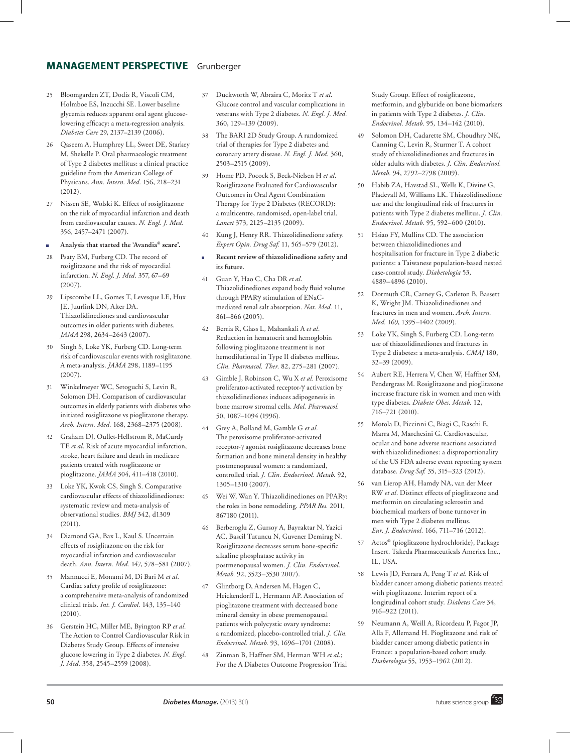25 Bloomgarden ZT, Dodis R, Viscoli CM, Holmboe ES, Inzucchi SE. Lower baseline glycemia reduces apparent oral agent glucose-lowering efficacy: a meta-regression analysis. *Diabetes Care* 29, 2137–2139 (2006).

26 Qaseem A, Humphrey LL, Sweet DE, Starkey M, Shekelle P. Oral pharmacologic treatment of Type 2 diabetes mellitus: a clinical practice guideline from the American College of Physicans. *Ann. Intern. Med.* 156, 218–231 (2012).

27 Nissen SE, Wolski K. Effect of rosiglitazone on the risk of myocardial infarction and death from cardiovascular causes. *N. Engl. J. Med.* 356, 2457–2471 (2007).

- **Analysis that started the 'Avandia® scare'.**

28 Psaty BM, Furberg CD. The record of rosiglitazone and the risk of myocardial infarction. *N. Engl. J. Med.* 357, 67–69 (2007).

29 Lipscombe LL, Gomes T, Levesque LE, Hux JE, Juurlink DN, Alter DA. Thiazolidinediones and cardiovascular outcomes in older patients with diabetes. *JAMA* 298, 2634–2643 (2007).

30 Singh S, Loke YK, Furberg CD. Long-term risk of cardiovascular events with rosiglitazone. A meta-analysis. *JAMA* 298, 1189–1195 (2007).

31 Winkelmeyer WC, Setoguchi S, Levin R, Solomon DH. Comparison of cardiovascular outcomes in elderly patients with diabetes who initiated rosiglitazone vs pioglitazone therapy. *Arch. Intern. Med.* 168, 2368–2375 (2008).

32 Graham DJ, Oullet-Hellstrom R, MaCurdy TE *et al.* Risk of acute myocardial infarction, stroke, heart failure and death in medicare patients treated with rosglitazone or pioglitazone. *JAMA* 304, 411–418 (2010).

33 Loke YK, Kwok CS, Singh S. Comparative cardiovascular effects of thiazolidinediones: systematic review and meta-analysis of observational studies. *BMJ* 342, d1309 (2011).

34 Diamond GA, Bax L, Kaul S. Uncertain effects of rosiglitazone on the risk for myocardial infarction and cardiovascular death. *Ann. Intern. Med.* 147, 578–581 (2007).

35 Mannucci E, Monami M, Di Bari M *et al.* Cardiac safety profile of rosiglitazone: a comprehensive meta-analysis of randomized clinical trials. *Int. J. Cardiol.* 143, 135–140 (2010).

36 Gerstein HC, Miller ME, Byington RP *et al.* The Action to Control Cardiovascular Risk in Diabetes Study Group. Effects of intensive glucose lowering in Type 2 diabetes. *N. Engl. J. Med.* 358, 2545–2559 (2008).

37 Duckworth W, Abraira C, Moritz T *et al.* Glucose control and vascular complications in veterans with Type 2 diabetes. *N. Engl. J. Med.* 360, 129–139 (2009).

38 The BARI 2D Study Group. A randomized trial of therapies for Type 2 diabetes and coronary artery disease. *N. Engl. J. Med.* 360, 2503–2515 (2009).

39 Home PD, Pocock S, Beck-Nielsen H *et al.* Rosiglitazone Evaluated for Cardiovascular Outcomes in Oral Agent Combination Therapy for Type 2 Diabetes (RECORD): a multicentre, randomised, open-label trial. *Lancet* 373, 2125–2135 (2009).

40 Kung J, Henry RR. Thiazolidinedione safety. *Expert Opin. Drug Saf.* 11, 565–579 (2012).

- **Recent review of thiazolidinedione safety and its future.**

41 Guan Y, Hao C, Cha DR *et al.* Thiazolidinediones expand body fluid volume through PPARγ stimulation of ENaC-mediated renal salt absorption. *Nat. Med.* 11, 861–866 (2005).

42 Berria R, Glass L, Mahankali A *et al.* Reduction in hematocrit and hemoglobin following pioglitazone treatment is not hemodilutional in Type II diabetes mellitus. *Clin. Pharmacol. Ther.* 82, 275–281 (2007).

43 Gimble J, Robinson C, Wu X *et al.* Peroxisome proliferator-activated receptor-γ activation by thiazolidinediones induces adipogenesis in bone marrow stromal cells. *Mol. Pharmacol.* 50, 1087–1094 (1996).

44 Grey A, Bolland M, Gamble G *et al.* The peroxisome proliferator-activated receptor-γ agonist rosiglitazone decreases bone formation and bone mineral density in healthy postmenopausal women: a randomized, controlled trial. *J. Clin. Endocrinol. Metab.* 92, 1305–1310 (2007).

45 Wei W, Wan Y. Thiazolidinediones on PPARγ: the roles in bone remodeling. *PPAR Res.* 2011, 867180 (2011).

46 Berberoglu Z, Gursoy A, Bayraktar N, Yazici AC, Bascil Tutuncu N, Guvener Demirag N. Rosiglitazone decreases serum bone-specific alkaline phosphatase activity in postmenopausal women. *J. Clin. Endocrinol. Metab.* 92, 3523–3530 2007).

47 Glintborg D, Andersen M, Hagen C, Heickendorff L, Hermann AP. Association of pioglitazone treatment with decreased bone mineral density in obese premenopausal patients with polycystic ovary syndrome: a randomized, placebo-controlled trial. *J. Clin. Endocrinol. Metab.* 93, 1696–1701 (2008).

48 Zinman B, Haffner SM, Herman WH *et al.*; For the A Diabetes Outcome Progression Trial Study Group. Effect of rosiglitazone, metformin, and glyburide on bone biomarkers in patients with Type 2 diabetes. *J. Clin. Endocrinol. Metab.* 95, 134–142 (2010).

49 Solomon DH, Cadarette SM, Choudhry NK, Canning C, Levin R, Sturmer T. A cohort study of thiazolidinediones and fractures in older adults with diabetes. *J. Clin. Endocrinol. Metab.* 94, 2792–2798 (2009).

50 Habib ZA, Havstad SL, Wells K, Divine G, Pladevall M, Williams LK. Thiazolidinedione use and the longitudinal risk of fractures in patients with Type 2 diabetes mellitus. *J. Clin. Endocrinol. Metab.* 95, 592–600 (2010).

51 Hsiao FY, Mullins CD. The association between thiazolidinediones and hospitalisation for fracture in Type 2 diabetic patients: a Taiwanese population-based nested case-control study. *Diabetologia* 53, 4889–4896 (2010).

52 Dormuth CR, Carney G, Carleton B, Bassett K, Wright JM. Thiazolidinediones and fractures in men and women. *Arch. Intern. Med.* 169, 1395–1402 (2009).

53 Loke YK, Singh S, Furberg CD. Long-term use of thiazolidinediones and fractures in Type 2 diabetes: a meta-analysis. *CMAJ* 180, 32–39 (2009).

54 Aubert RE, Herrera V, Chen W, Haffner SM, Pendergrass M. Rosiglitazone and pioglitazone increase fracture risk in women and men with type diabetes. *Diabete Obes. Metab.* 12, 716–721 (2010).

55 Motola D, Piccinni C, Biagi C, Raschi E, Marra M, Marchesini G. Cardiovascular, ocular and bone adverse reactions associated with thiazolidinediones: a disproportionality of the US FDA adverse event reporting system database. *Drug Saf.* 35, 315–323 (2012).

56 van Lierop AH, Hamdy NA, van der Meer RW *et al.* Distinct effects of pioglitazone and metformin on circulating sclerostin and biochemical markers of bone turnover in men with Type 2 diabetes mellitus. *Eur. J. Endocrinol.* 166, 711–716 (2012).

57 Actos® (pioglitazone hydrochloride), Package Insert. Takeda Pharmaceuticals America Inc., IL, USA.

58 Lewis JD, Ferrara A, Peng T *et al.* Risk of bladder cancer among diabetic patients treated with pioglitazone. Interim report of a longitudinal cohort study. *Diabetes Care* 34, 916–922 (2011).

59 Neumann A, Weill A, Ricordeau P, Fagot JP, Alla F, Allemand H. Pioglitazone and risk of bladder cancer among diabetic patients in France: a population-based cohort study. *Diabetologia* 55, 1953–1962 (2012).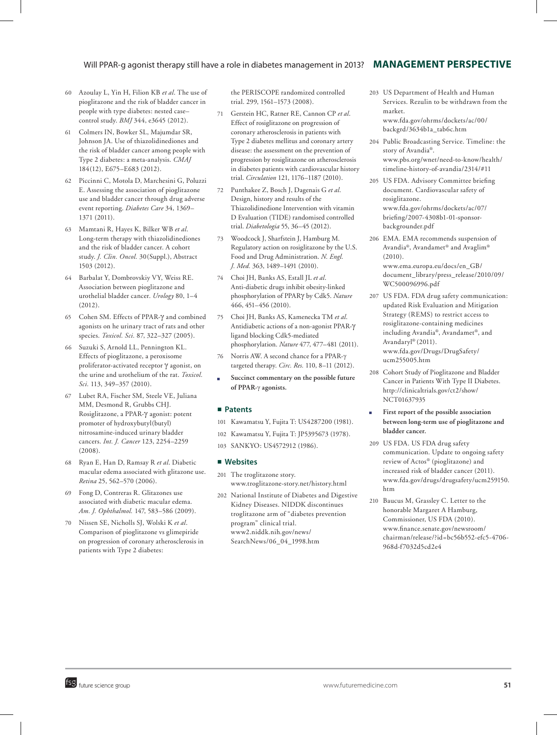60 Azoulay L, Yin H, Filion KB *et al*. The use of pioglitazone and the risk of bladder cancer in people with type diabetes: nested case–control study. *BMJ* 344, e3645 (2012).

61 Colmers IN, Bowker SL, Majumdar SR, Johnson JA. Use of thiazolidinediones and the risk of bladder cancer among people with Type 2 diabetes: a meta-analysis. *CMAJ* 184(12), E675–E683 (2012).

62 Piccinni C, Motola D, Marchesini G, Poluzzi E. Assessing the association of pioglitazone use and bladder cancer through drug adverse event reporting. *Diabetes Care* 34, 1369–1371 (2011).

63 Mamtani R, Hayes K, Bilker WB *et al*. Long-term therapy with thiazolidinediones and the risk of bladder cancer. A cohort study. *J. Clin. Oncol.* 30(Suppl.), Abstract 1503 (2012).

64 Barbalat Y, Dombrovskiy VY, Weiss RE. Association between pioglitazone and urothelial bladder cancer. *Urology* 80, 1–4 (2012).

65 Cohen SM. Effects of PPAR-γ and combined agonists on he urinary tract of rats and other species. *Toxicol. Sci.* 87, 322–327 (2005).

66 Suzuki S, Arnold LL, Pennington KL. Effects of pioglitazone, a peroxisome proliferator-activated receptor γ agonist, on the urine and urothelium of the rat. *Toxicol. Sci.* 113, 349–357 (2010).

67 Lubet RA, Fischer SM, Steele VE, Juliana MM, Desmond R, Grubbs CHJ. Rosiglitazone, a PPAR-γ agonist: potent promoter of hydroxybutyl(butyl) nitrosamine-induced urinary bladder cancers. *Int. J. Cancer* 123, 2254–2259 (2008).

68 Ryan E, Han D, Ramsay R *et al*. Diabetic macular edema associated with glitazone use. *Retina* 25, 562–570 (2006).

69 Fong D, Contreras R. Glitazones use associated with diabetic macular edema. *Am. J. Ophthalmol.* 147, 583–586 (2009).

70 Nissen SE, Nicholls SJ, Wolski K *et al*. Comparison of pioglitazone vs glimepiride on progression of coronary atherosclerosis in patients with Type 2 diabetes: the PERISCOPE randomized controlled trial. 299, 1561–1573 (2008).

71 Gerstein HC, Ratner RE, Cannon CP *et al*. Effect of rosiglitazone on progression of coronary atherosclerosis in patients with Type 2 diabetes mellitus and coronary artery disease: the assessment on the prevention of progression by rosiglitazone on atherosclerosis in diabetes patients with cardiovascular history trial. *Circulation* 121, 1176–1187 (2010).

72 Punthakee Z, Bosch J, Dagenais G *et al*. Design, history and results of the Thiazolidinedione Intervention with vitamin D Evaluation (TIDE) randomised controlled trial. *Diabetologia* 55, 36–45 (2012).

73 Woodcock J, Sharfstein J, Hamburg M. Regulatory action on rosiglitazone by the U.S. Food and Drug Administration. *N. Engl. J. Med.* 363, 1489–1491 (2010).

74 Choi JH, Banks AS, Estall JL *et al*. Anti-diabetic drugs inhibit obesity-linked phosphorylation of PPARγ by Cdk5. *Nature* 466, 451–456 (2010).

75 Choi JH, Banks AS, Kamenecka TM *et al*. Antidiabetic actions of a non-agonist PPAR-γ ligand blocking Cdk5-mediated phosphorylation. *Nature* 477, 477–481 (2011).

76 Norris AW. A second chance for a PPAR-γ targeted therapy. *Circ. Res.* 110, 8–11 (2012).

- **Succinct commentary on the possible future of PPAR-γ agonists.**

## Patents

101 Kawamatsu Y, Fujita T: US4287200 (1981).

102 Kawamatsu Y, Fujita T: JP5395673 (1978).

103 SANKYO: US4572912 (1986).

## Websites

201 The troglitazone story. www.troglitazone-story.net/history.html

202 National Institute of Diabetes and Digestive Kidney Diseases. NIDDK discontinues troglitazone arm of "diabetes prevention program" clinical trial. www2.niddk.nih.gov/news/SearchNews/06_04_1998.htm

203 US Department of Health and Human Services. Rezulin to be withdrawn from the market. www.fda.gov/ohrms/dockets/ac/00/backgrd/3634b1a_tab6c.htm

204 Public Broadcasting Service. Timeline: the story of Avandia®. www.pbs.org/wnet/need-to-know/health/timeline-history-of-avandia/2314/#11

205 US FDA. Advisory Committee briefing document. Cardiovascular safety of rosiglitazone. www.fda.gov/ohrms/dockets/ac/07/briefing/2007-4308b1-01-sponsor-backgrounder.pdf

206 EMA. EMA recommends suspension of Avandia®, Avandamet® and Avaglim® (2010). www.ema.europa.eu/docs/en_GB/document_library/press_release/2010/09/WC500096996.pdf

207 US FDA. FDA drug safety communication: updated Risk Evaluation and Mitigation Strategy (REMS) to restrict access to rosiglitazone-containing medicines including Avandia®, Avandamet®, and Avandaryl® (2011). www.fda.gov/Drugs/DrugSafety/ucm255005.htm

208 Cohort Study of Pioglitazone and Bladder Cancer in Patients With Type II Diabetes. http://clinicaltrials.gov/ct2/show/NCT01637935

- **First report of the possible association between long-term use of pioglitazone and bladder cancer.**

209 US FDA. US FDA drug safety communication. Update to ongoing safety review of Actos® (pioglitazone) and increased risk of bladder cancer (2011). www.fda.gov/drugs/drugsafety/ucm259150.htm

210 Baucus M, Grassley C. Letter to the honorable Margaret A Hamburg, Commissioner, US FDA (2010). www.finance.senate.gov/newsroom/chairman/release/?id=bc56b552-efc5-4706-968d-f7032d5cd2e4